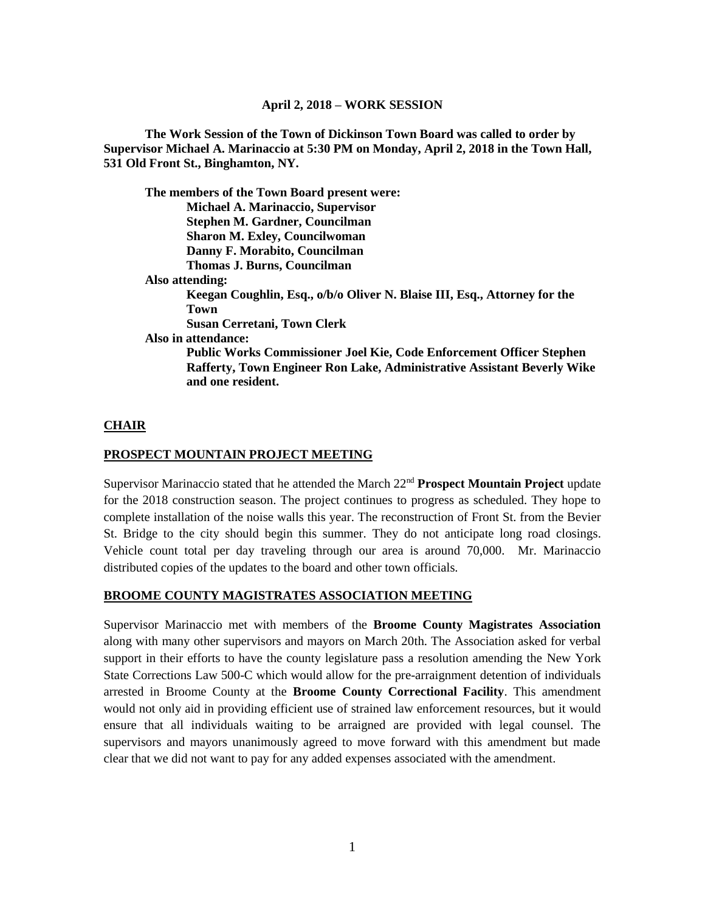**April 2, 2018 – WORK SESSION**

**The Work Session of the Town of Dickinson Town Board was called to order by Supervisor Michael A. Marinaccio at 5:30 PM on Monday, April 2, 2018 in the Town Hall, 531 Old Front St., Binghamton, NY.**

**The members of the Town Board present were:**
- **Michael A. Marinaccio, Supervisor**
- **Stephen M. Gardner, Councilman**
- **Sharon M. Exley, Councilwoman**
- **Danny F. Morabito, Councilman**
- **Thomas J. Burns, Councilman**

**Also attending:**
- **Keegan Coughlin, Esq., o/b/o Oliver N. Blaise III, Esq., Attorney for the Town**
- **Susan Cerretani, Town Clerk**

**Also in attendance:**
- **Public Works Commissioner Joel Kie, Code Enforcement Officer Stephen Rafferty, Town Engineer Ron Lake, Administrative Assistant Beverly Wike and one resident.**

## CHAIR

### PROSPECT MOUNTAIN PROJECT MEETING

Supervisor Marinaccio stated that he attended the March 22nd **Prospect Mountain Project** update for the 2018 construction season. The project continues to progress as scheduled. They hope to complete installation of the noise walls this year. The reconstruction of Front St. from the Bevier St. Bridge to the city should begin this summer. They do not anticipate long road closings. Vehicle count total per day traveling through our area is around 70,000. Mr. Marinaccio distributed copies of the updates to the board and other town officials.

### BROOME COUNTY MAGISTRATES ASSOCIATION MEETING

Supervisor Marinaccio met with members of the **Broome County Magistrates Association** along with many other supervisors and mayors on March 20th. The Association asked for verbal support in their efforts to have the county legislature pass a resolution amending the New York State Corrections Law 500-C which would allow for the pre-arraignment detention of individuals arrested in Broome County at the **Broome County Correctional Facility**. This amendment would not only aid in providing efficient use of strained law enforcement resources, but it would ensure that all individuals waiting to be arraigned are provided with legal counsel. The supervisors and mayors unanimously agreed to move forward with this amendment but made clear that we did not want to pay for any added expenses associated with the amendment.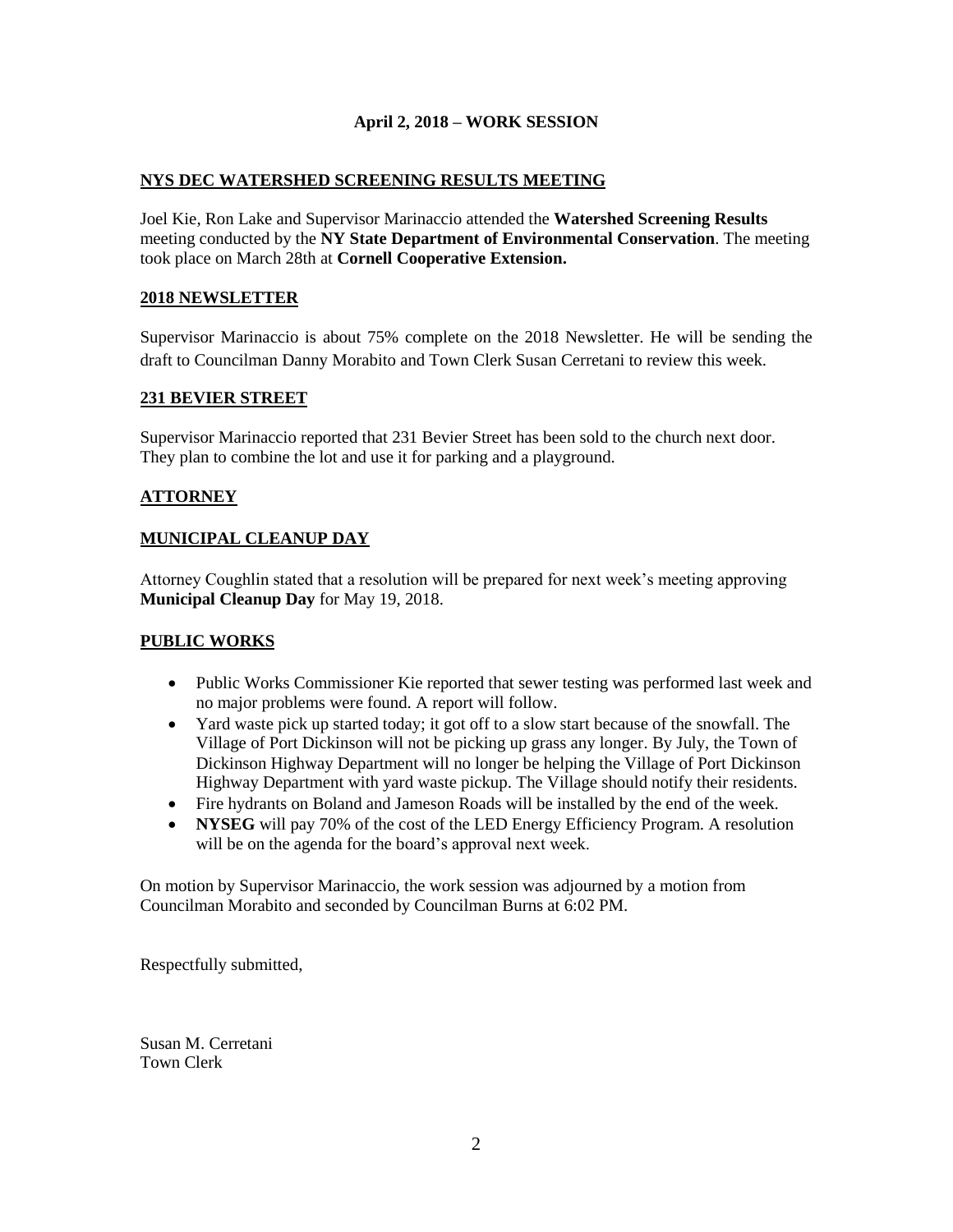**April 2, 2018 – WORK SESSION**

**NYS DEC WATERSHED SCREENING RESULTS MEETING**

Joel Kie, Ron Lake and Supervisor Marinaccio attended the **Watershed Screening Results** meeting conducted by the **NY State Department of Environmental Conservation**. The meeting took place on March 28th at **Cornell Cooperative Extension.**

**2018 NEWSLETTER**

Supervisor Marinaccio is about 75% complete on the 2018 Newsletter. He will be sending the draft to Councilman Danny Morabito and Town Clerk Susan Cerretani to review this week.

**231 BEVIER STREET**

Supervisor Marinaccio reported that 231 Bevier Street has been sold to the church next door. They plan to combine the lot and use it for parking and a playground.

**ATTORNEY**

**MUNICIPAL CLEANUP DAY**

Attorney Coughlin stated that a resolution will be prepared for next week's meeting approving **Municipal Cleanup Day** for May 19, 2018.

**PUBLIC WORKS**

- Public Works Commissioner Kie reported that sewer testing was performed last week and no major problems were found. A report will follow.
- Yard waste pick up started today; it got off to a slow start because of the snowfall. The Village of Port Dickinson will not be picking up grass any longer. By July, the Town of Dickinson Highway Department will no longer be helping the Village of Port Dickinson Highway Department with yard waste pickup. The Village should notify their residents.
- Fire hydrants on Boland and Jameson Roads will be installed by the end of the week.
- **NYSEG** will pay 70% of the cost of the LED Energy Efficiency Program. A resolution will be on the agenda for the board's approval next week.

On motion by Supervisor Marinaccio, the work session was adjourned by a motion from Councilman Morabito and seconded by Councilman Burns at 6:02 PM.

Respectfully submitted,

Susan M. Cerretani
Town Clerk